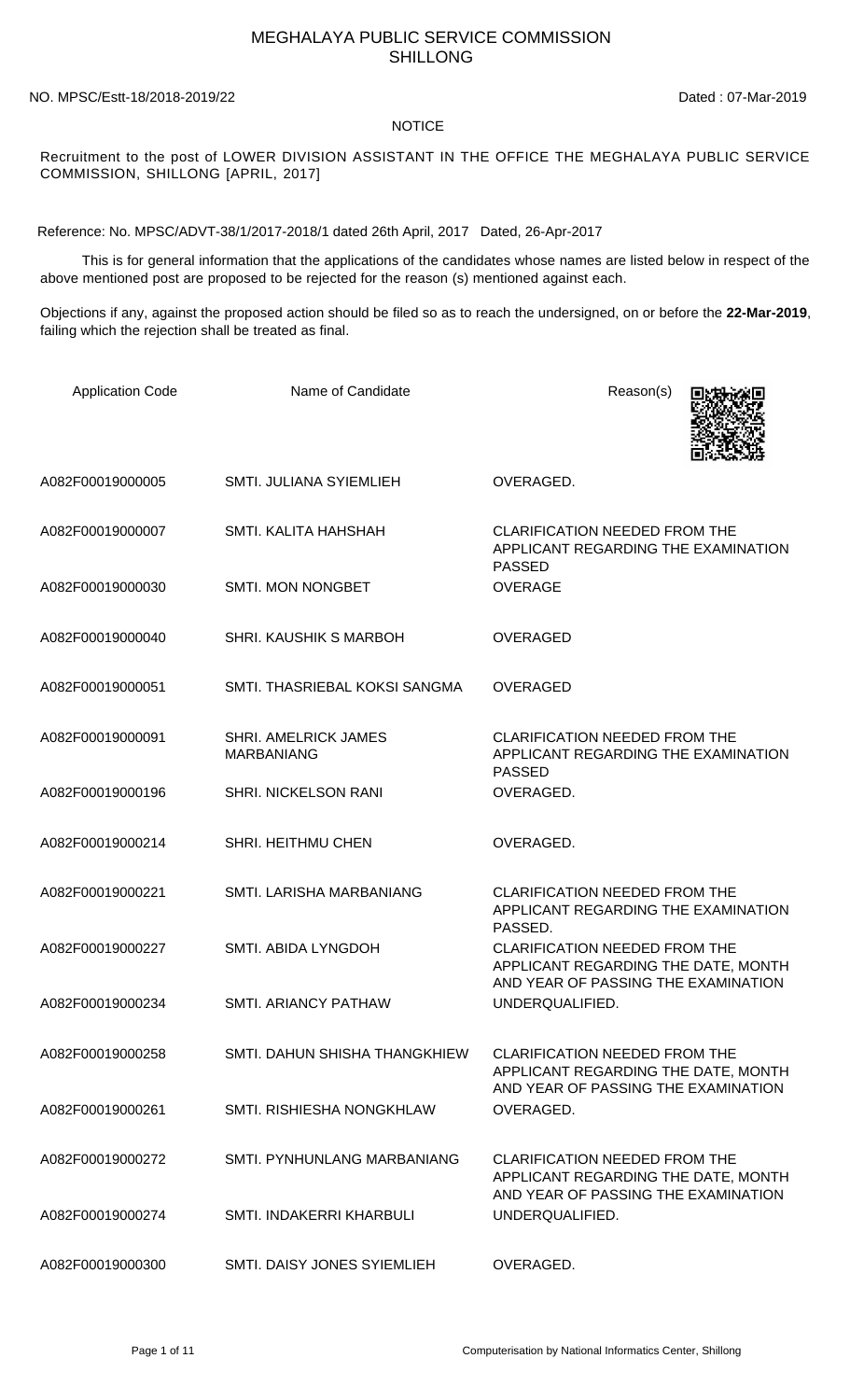# MEGHALAYA PUBLIC SERVICE COMMISSION
## SHILLONG

NO. MPSC/Estt-18/2018-2019/22 Dated : 07-Mar-2019

**NOTICE**

Recruitment to the post of LOWER DIVISION ASSISTANT IN THE OFFICE THE MEGHALAYA PUBLIC SERVICE COMMISSION, SHILLONG [APRIL, 2017]

Reference: No. MPSC/ADVT-38/1/2017-2018/1 dated 26th April, 2017 Dated, 26-Apr-2017

This is for general information that the applications of the candidates whose names are listed below in respect of the above mentioned post are proposed to be rejected for the reason (s) mentioned against each.

Objections if any, against the proposed action should be filed so as to reach the undersigned, on or before the **22-Mar-2019**, failing which the rejection shall be treated as final.

| Application Code | Name of Candidate | Reason(s) |
|---|---|---|
| A082F00019000005 | SMTI. JULIANA SYIEMLIEH | OVERAGED. |
| A082F00019000007 | SMTI. KALITA HAHSHAH | CLARIFICATION NEEDED FROM THE APPLICANT REGARDING THE EXAMINATION PASSED |
| A082F00019000030 | SMTI. MON NONGBET | OVERAGE |
| A082F00019000040 | SHRI. KAUSHIK S MARBOH | OVERAGED |
| A082F00019000051 | SMTI. THASRIEBAL KOKSI SANGMA | OVERAGED |
| A082F00019000091 | SHRI. AMELRICK JAMES MARBANIANG | CLARIFICATION NEEDED FROM THE APPLICANT REGARDING THE EXAMINATION PASSED |
| A082F00019000196 | SHRI. NICKELSON RANI | OVERAGED. |
| A082F00019000214 | SHRI. HEITHMU CHEN | OVERAGED. |
| A082F00019000221 | SMTI. LARISHA MARBANIANG | CLARIFICATION NEEDED FROM THE APPLICANT REGARDING THE EXAMINATION PASSED. |
| A082F00019000227 | SMTI. ABIDA LYNGDOH | CLARIFICATION NEEDED FROM THE APPLICANT REGARDING THE DATE, MONTH AND YEAR OF PASSING THE EXAMINATION |
| A082F00019000234 | SMTI. ARIANCY PATHAW | UNDERQUALIFIED. |
| A082F00019000258 | SMTI. DAHUN SHISHA THANGKHIEW | CLARIFICATION NEEDED FROM THE APPLICANT REGARDING THE DATE, MONTH AND YEAR OF PASSING THE EXAMINATION |
| A082F00019000261 | SMTI. RISHIESHA NONGKHLAW | OVERAGED. |
| A082F00019000272 | SMTI. PYNHUNLANG MARBANIANG | CLARIFICATION NEEDED FROM THE APPLICANT REGARDING THE DATE, MONTH AND YEAR OF PASSING THE EXAMINATION |
| A082F00019000274 | SMTI. INDAKERRI KHARBULI | UNDERQUALIFIED. |
| A082F00019000300 | SMTI. DAISY JONES SYIEMLIEH | OVERAGED. |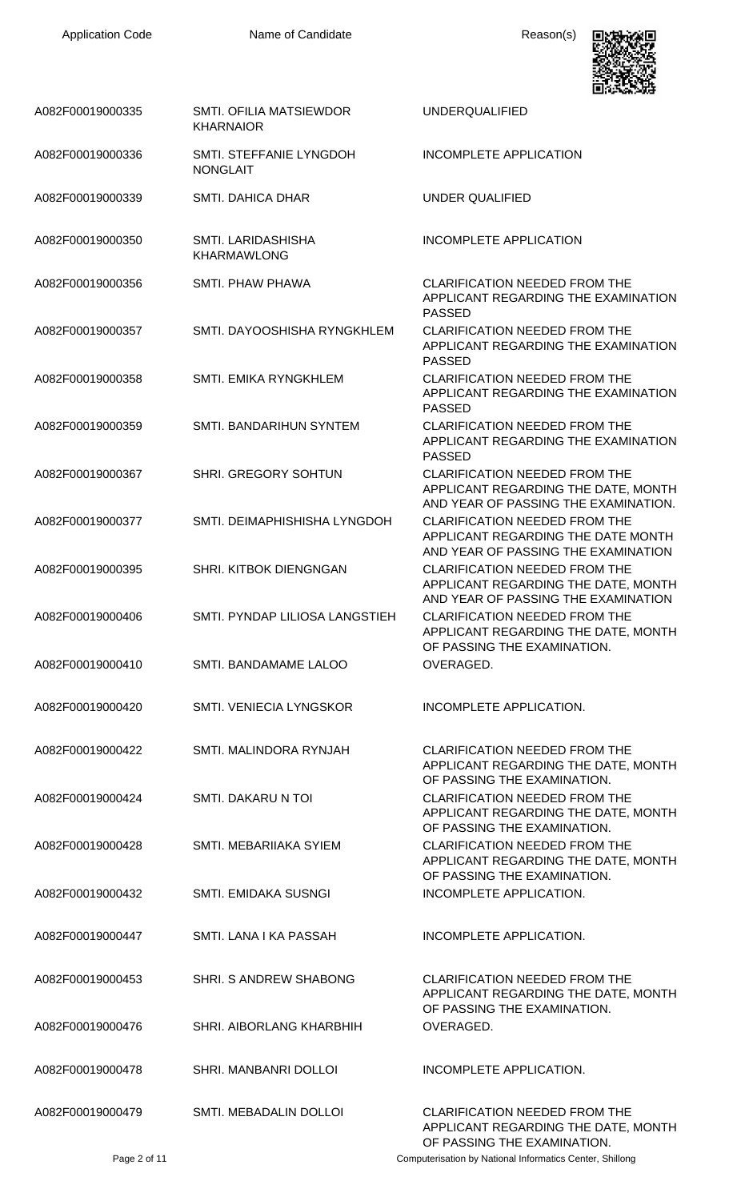| Application Code | Name of Candidate | Reason(s) |
| --- | --- | --- |
| A082F00019000335 | SMTI. OFILIA MATSIEWDOR KHARNAIOR | UNDERQUALIFIED |
| A082F00019000336 | SMTI. STEFFANIE LYNGDOH NONGLAIT | INCOMPLETE APPLICATION |
| A082F00019000339 | SMTI. DAHICA DHAR | UNDER QUALIFIED |
| A082F00019000350 | SMTI. LARIDASHISHA KHARMAWLONG | INCOMPLETE APPLICATION |
| A082F00019000356 | SMTI. PHAW PHAWA | CLARIFICATION NEEDED FROM THE APPLICANT REGARDING THE EXAMINATION PASSED |
| A082F00019000357 | SMTI. DAYOOSHISHA RYNGKHLEM | CLARIFICATION NEEDED FROM THE APPLICANT REGARDING THE EXAMINATION PASSED |
| A082F00019000358 | SMTI. EMIKA RYNGKHLEM | CLARIFICATION NEEDED FROM THE APPLICANT REGARDING THE EXAMINATION PASSED |
| A082F00019000359 | SMTI. BANDARIHUN SYNTEM | CLARIFICATION NEEDED FROM THE APPLICANT REGARDING THE EXAMINATION PASSED |
| A082F00019000367 | SHRI. GREGORY SOHTUN | CLARIFICATION NEEDED FROM THE APPLICANT REGARDING THE DATE, MONTH AND YEAR OF PASSING THE EXAMINATION. |
| A082F00019000377 | SMTI. DEIMAPHISHISHA LYNGDOH | CLARIFICATION NEEDED FROM THE APPLICANT REGARDING THE DATE MONTH AND YEAR OF PASSING THE EXAMINATION |
| A082F00019000395 | SHRI. KITBOK DIENGNGAN | CLARIFICATION NEEDED FROM THE APPLICANT REGARDING THE DATE, MONTH AND YEAR OF PASSING THE EXAMINATION |
| A082F00019000406 | SMTI. PYNDAP LILIOSA LANGSTIEH | CLARIFICATION NEEDED FROM THE APPLICANT REGARDING THE DATE, MONTH OF PASSING THE EXAMINATION. |
| A082F00019000410 | SMTI. BANDAMAME LALOO | OVERAGED. |
| A082F00019000420 | SMTI. VENIECIA LYNGSKOR | INCOMPLETE APPLICATION. |
| A082F00019000422 | SMTI. MALINDORA RYNJAH | CLARIFICATION NEEDED FROM THE APPLICANT REGARDING THE DATE, MONTH OF PASSING THE EXAMINATION. |
| A082F00019000424 | SMTI. DAKARU N TOI | CLARIFICATION NEEDED FROM THE APPLICANT REGARDING THE DATE, MONTH OF PASSING THE EXAMINATION. |
| A082F00019000428 | SMTI. MEBARIIAKA SYIEM | CLARIFICATION NEEDED FROM THE APPLICANT REGARDING THE DATE, MONTH OF PASSING THE EXAMINATION. |
| A082F00019000432 | SMTI. EMIDAKA SUSNGI | INCOMPLETE APPLICATION. |
| A082F00019000447 | SMTI. LANA I KA PASSAH | INCOMPLETE APPLICATION. |
| A082F00019000453 | SHRI. S ANDREW SHABONG | CLARIFICATION NEEDED FROM THE APPLICANT REGARDING THE DATE, MONTH OF PASSING THE EXAMINATION. |
| A082F00019000476 | SHRI. AIBORLANG KHARBHIH | OVERAGED. |
| A082F00019000478 | SHRI. MANBANRI DOLLOI | INCOMPLETE APPLICATION. |
| A082F00019000479 | SMTI. MEBADALIN DOLLOI | CLARIFICATION NEEDED FROM THE APPLICANT REGARDING THE DATE, MONTH OF PASSING THE EXAMINATION. |

Computerisation by National Informatics Center, Shillong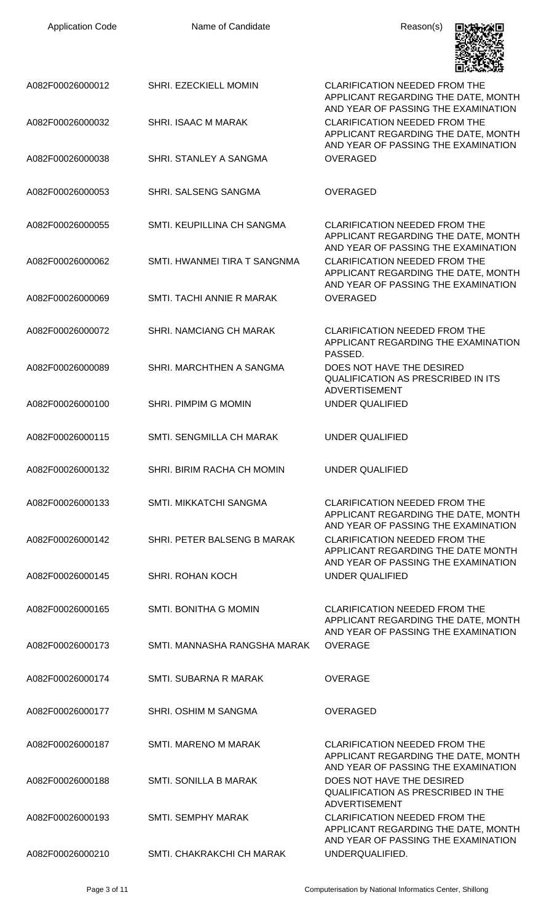| Application Code | Name of Candidate | Reason(s) |
| --- | --- | --- |
| A082F00026000012 | SHRI. EZECKIELL MOMIN | CLARIFICATION NEEDED FROM THE APPLICANT REGARDING THE DATE, MONTH AND YEAR OF PASSING THE EXAMINATION |
| A082F00026000032 | SHRI. ISAAC M MARAK | CLARIFICATION NEEDED FROM THE APPLICANT REGARDING THE DATE, MONTH AND YEAR OF PASSING THE EXAMINATION |
| A082F00026000038 | SHRI. STANLEY A SANGMA | OVERAGED |
| A082F00026000053 | SHRI. SALSENG SANGMA | OVERAGED |
| A082F00026000055 | SMTI. KEUPILLINA CH SANGMA | CLARIFICATION NEEDED FROM THE APPLICANT REGARDING THE DATE, MONTH AND YEAR OF PASSING THE EXAMINATION |
| A082F00026000062 | SMTI. HWANMEI TIRA T SANGNMA | CLARIFICATION NEEDED FROM THE APPLICANT REGARDING THE DATE, MONTH AND YEAR OF PASSING THE EXAMINATION |
| A082F00026000069 | SMTI. TACHI ANNIE R MARAK | OVERAGED |
| A082F00026000072 | SHRI. NAMCIANG CH MARAK | CLARIFICATION NEEDED FROM THE APPLICANT REGARDING THE EXAMINATION PASSED. |
| A082F00026000089 | SHRI. MARCHTHEN A SANGMA | DOES NOT HAVE THE DESIRED QUALIFICATION AS PRESCRIBED IN ITS ADVERTISEMENT |
| A082F00026000100 | SHRI. PIMPIM G MOMIN | UNDER QUALIFIED |
| A082F00026000115 | SMTI. SENGMILLA CH MARAK | UNDER QUALIFIED |
| A082F00026000132 | SHRI. BIRIM RACHA CH MOMIN | UNDER QUALIFIED |
| A082F00026000133 | SMTI. MIKKATCHI SANGMA | CLARIFICATION NEEDED FROM THE APPLICANT REGARDING THE DATE, MONTH AND YEAR OF PASSING THE EXAMINATION |
| A082F00026000142 | SHRI. PETER BALSENG B MARAK | CLARIFICATION NEEDED FROM THE APPLICANT REGARDING THE DATE MONTH AND YEAR OF PASSING THE EXAMINATION |
| A082F00026000145 | SHRI. ROHAN KOCH | UNDER QUALIFIED |
| A082F00026000165 | SMTI. BONITHA G MOMIN | CLARIFICATION NEEDED FROM THE APPLICANT REGARDING THE DATE, MONTH AND YEAR OF PASSING THE EXAMINATION |
| A082F00026000173 | SMTI. MANNASHA RANGSHA MARAK | OVERAGE |
| A082F00026000174 | SMTI. SUBARNA R MARAK | OVERAGE |
| A082F00026000177 | SHRI. OSHIM M SANGMA | OVERAGED |
| A082F00026000187 | SMTI. MARENO M MARAK | CLARIFICATION NEEDED FROM THE APPLICANT REGARDING THE DATE, MONTH AND YEAR OF PASSING THE EXAMINATION |
| A082F00026000188 | SMTI. SONILLA B MARAK | DOES NOT HAVE THE DESIRED QUALIFICATION AS PRESCRIBED IN THE ADVERTISEMENT |
| A082F00026000193 | SMTI. SEMPHY MARAK | CLARIFICATION NEEDED FROM THE APPLICANT REGARDING THE DATE, MONTH AND YEAR OF PASSING THE EXAMINATION |
| A082F00026000210 | SMTI. CHAKRAKCHI CH MARAK | UNDERQUALIFIED. |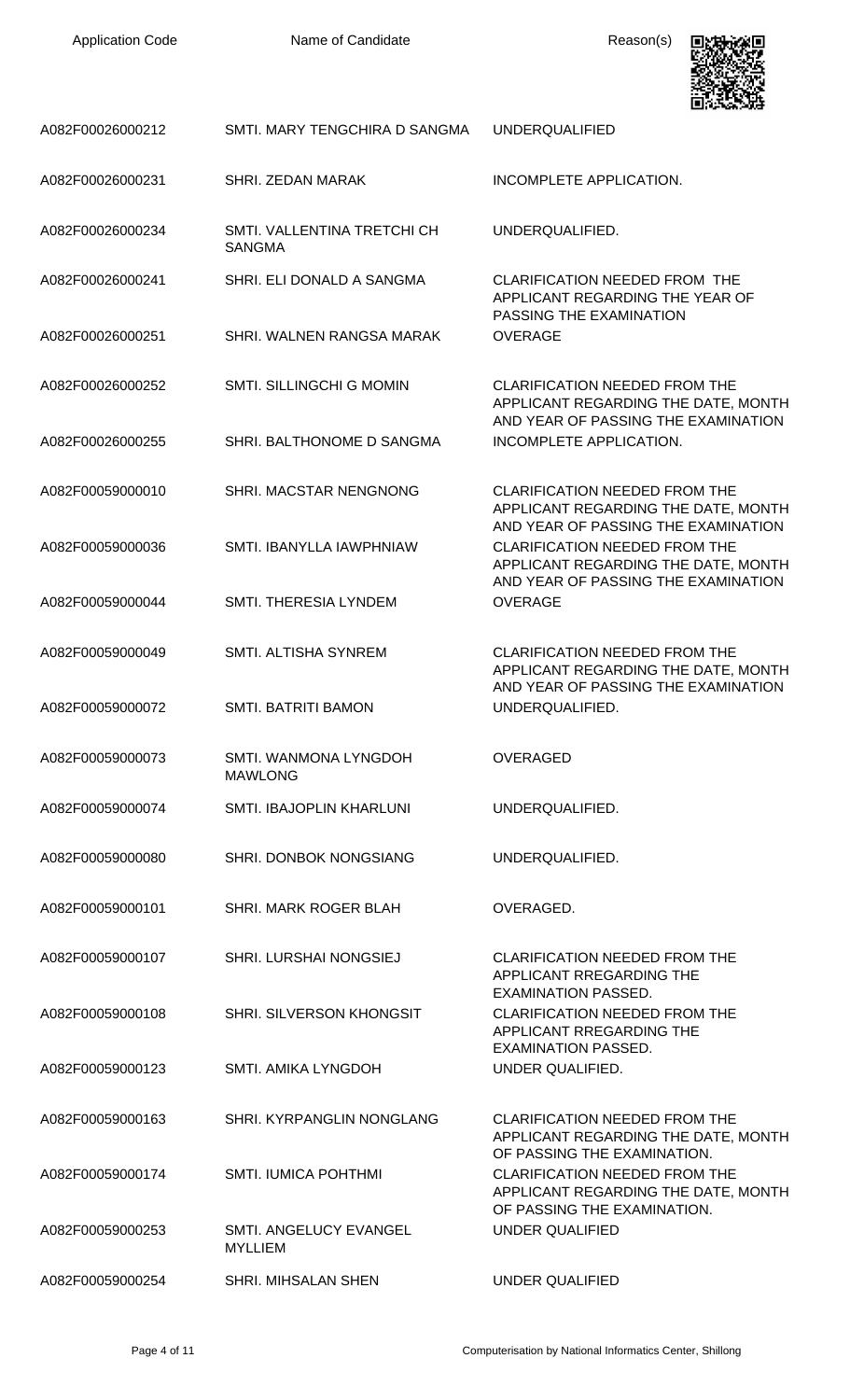| Application Code | Name of Candidate | Reason(s) |
| --- | --- | --- |
| A082F00026000212 | SMTI. MARY TENGCHIRA D SANGMA | UNDERQUALIFIED |
| A082F00026000231 | SHRI. ZEDAN MARAK | INCOMPLETE APPLICATION. |
| A082F00026000234 | SMTI. VALLENTINA TRETCHI CH SANGMA | UNDERQUALIFIED. |
| A082F00026000241 | SHRI. ELI DONALD A SANGMA | CLARIFICATION NEEDED FROM THE APPLICANT REGARDING THE YEAR OF PASSING THE EXAMINATION |
| A082F00026000251 | SHRI. WALNEN RANGSA MARAK | OVERAGE |
| A082F00026000252 | SMTI. SILLINGCHI G MOMIN | CLARIFICATION NEEDED FROM THE APPLICANT REGARDING THE DATE, MONTH AND YEAR OF PASSING THE EXAMINATION |
| A082F00026000255 | SHRI. BALTHONOME D SANGMA | INCOMPLETE APPLICATION. |
| A082F00059000010 | SHRI. MACSTAR NENGNONG | CLARIFICATION NEEDED FROM THE APPLICANT REGARDING THE DATE, MONTH AND YEAR OF PASSING THE EXAMINATION |
| A082F00059000036 | SMTI. IBANYLLA IAWPHNIAW | CLARIFICATION NEEDED FROM THE APPLICANT REGARDING THE DATE, MONTH AND YEAR OF PASSING THE EXAMINATION |
| A082F00059000044 | SMTI. THERESIA LYNDEM | OVERAGE |
| A082F00059000049 | SMTI. ALTISHA SYNREM | CLARIFICATION NEEDED FROM THE APPLICANT REGARDING THE DATE, MONTH AND YEAR OF PASSING THE EXAMINATION |
| A082F00059000072 | SMTI. BATRITI BAMON | UNDERQUALIFIED. |
| A082F00059000073 | SMTI. WANMONA LYNGDOH MAWLONG | OVERAGED |
| A082F00059000074 | SMTI. IBAJOPLIN KHARLUNI | UNDERQUALIFIED. |
| A082F00059000080 | SHRI. DONBOK NONGSIANG | UNDERQUALIFIED. |
| A082F00059000101 | SHRI. MARK ROGER BLAH | OVERAGED. |
| A082F00059000107 | SHRI. LURSHAI NONGSIEJ | CLARIFICATION NEEDED FROM THE APPLICANT RREGARDING THE EXAMINATION PASSED. |
| A082F00059000108 | SHRI. SILVERSON KHONGSIT | CLARIFICATION NEEDED FROM THE APPLICANT RREGARDING THE EXAMINATION PASSED. |
| A082F00059000123 | SMTI. AMIKA LYNGDOH | UNDER QUALIFIED. |
| A082F00059000163 | SHRI. KYRPANGLIN NONGLANG | CLARIFICATION NEEDED FROM THE APPLICANT REGARDING THE DATE, MONTH OF PASSING THE EXAMINATION. |
| A082F00059000174 | SMTI. IUMICA POHTHMI | CLARIFICATION NEEDED FROM THE APPLICANT REGARDING THE DATE, MONTH OF PASSING THE EXAMINATION. |
| A082F00059000253 | SMTI. ANGELUCY EVANGEL MYLLIEM | UNDER QUALIFIED |
| A082F00059000254 | SHRI. MIHSALAN SHEN | UNDER QUALIFIED |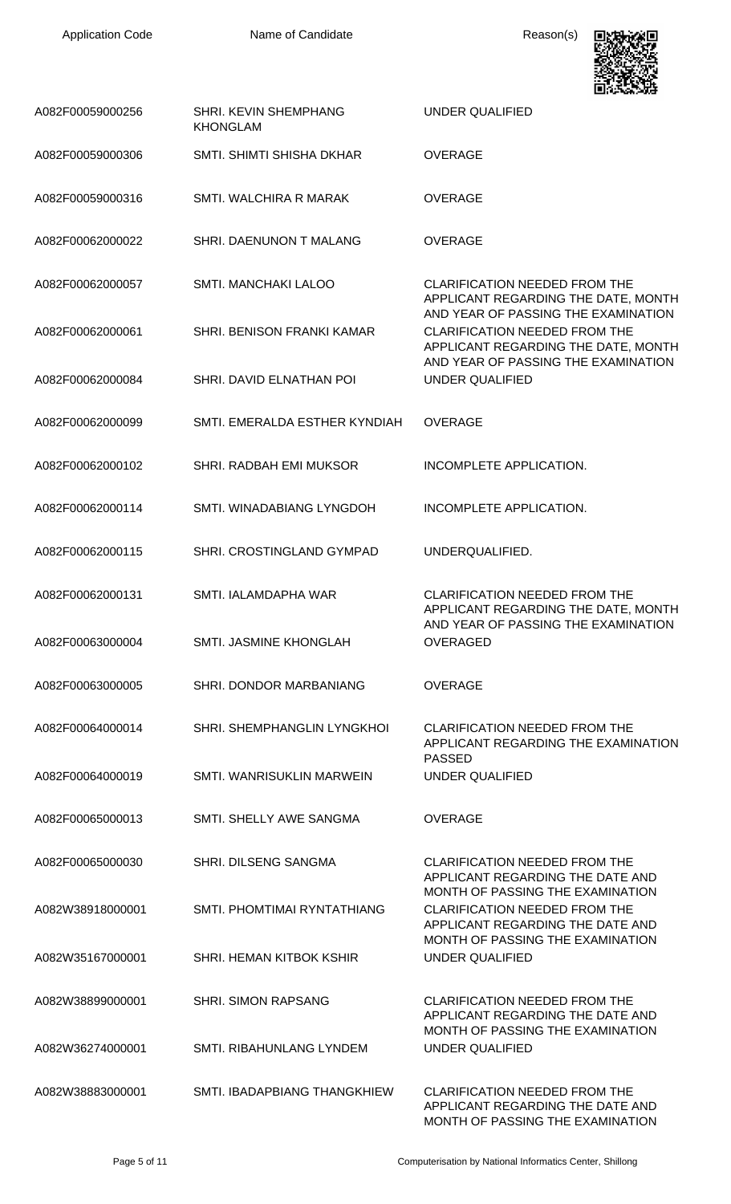| Application Code | Name of Candidate | Reason(s) |
| --- | --- | --- |
| A082F00059000256 | SHRI. KEVIN SHEMPHANG KHONGLAM | UNDER QUALIFIED |
| A082F00059000306 | SMTI. SHIMTI SHISHA DKHAR | OVERAGE |
| A082F00059000316 | SMTI. WALCHIRA R MARAK | OVERAGE |
| A082F00062000022 | SHRI. DAENUNON T MALANG | OVERAGE |
| A082F00062000057 | SMTI. MANCHAKI LALOO | CLARIFICATION NEEDED FROM THE APPLICANT REGARDING THE DATE, MONTH AND YEAR OF PASSING THE EXAMINATION |
| A082F00062000061 | SHRI. BENISON FRANKI KAMAR | CLARIFICATION NEEDED FROM THE APPLICANT REGARDING THE DATE, MONTH AND YEAR OF PASSING THE EXAMINATION |
| A082F00062000084 | SHRI. DAVID ELNATHAN POI | UNDER QUALIFIED |
| A082F00062000099 | SMTI. EMERALDA ESTHER KYNDIAH | OVERAGE |
| A082F00062000102 | SHRI. RADBAH EMI MUKSOR | INCOMPLETE APPLICATION. |
| A082F00062000114 | SMTI. WINADABIANG LYNGDOH | INCOMPLETE APPLICATION. |
| A082F00062000115 | SHRI. CROSTINGLAND GYMPAD | UNDERQUALIFIED. |
| A082F00062000131 | SMTI. IALAMDAPHA WAR | CLARIFICATION NEEDED FROM THE APPLICANT REGARDING THE DATE, MONTH AND YEAR OF PASSING THE EXAMINATION |
| A082F00063000004 | SMTI. JASMINE KHONGLAH | OVERAGED |
| A082F00063000005 | SHRI. DONDOR MARBANIANG | OVERAGE |
| A082F00064000014 | SHRI. SHEMPHANGLIN LYNGKHOI | CLARIFICATION NEEDED FROM THE APPLICANT REGARDING THE EXAMINATION PASSED |
| A082F00064000019 | SMTI. WANRISUKLIN MARWEIN | UNDER QUALIFIED |
| A082F00065000013 | SMTI. SHELLY AWE SANGMA | OVERAGE |
| A082F00065000030 | SHRI. DILSENG SANGMA | CLARIFICATION NEEDED FROM THE APPLICANT REGARDING THE DATE AND MONTH OF PASSING THE EXAMINATION |
| A082W38918000001 | SMTI. PHOMTIMAI RYNTATHIANG | CLARIFICATION NEEDED FROM THE APPLICANT REGARDING THE DATE AND MONTH OF PASSING THE EXAMINATION |
| A082W35167000001 | SHRI. HEMAN KITBOK KSHIR | UNDER QUALIFIED |
| A082W38899000001 | SHRI. SIMON RAPSANG | CLARIFICATION NEEDED FROM THE APPLICANT REGARDING THE DATE AND MONTH OF PASSING THE EXAMINATION |
| A082W36274000001 | SMTI. RIBAHUNLANG LYNDEM | UNDER QUALIFIED |
| A082W38883000001 | SMTI. IBADAPBIANG THANGKHIEW | CLARIFICATION NEEDED FROM THE APPLICANT REGARDING THE DATE AND MONTH OF PASSING THE EXAMINATION |

Computerisation by National Informatics Center, Shillong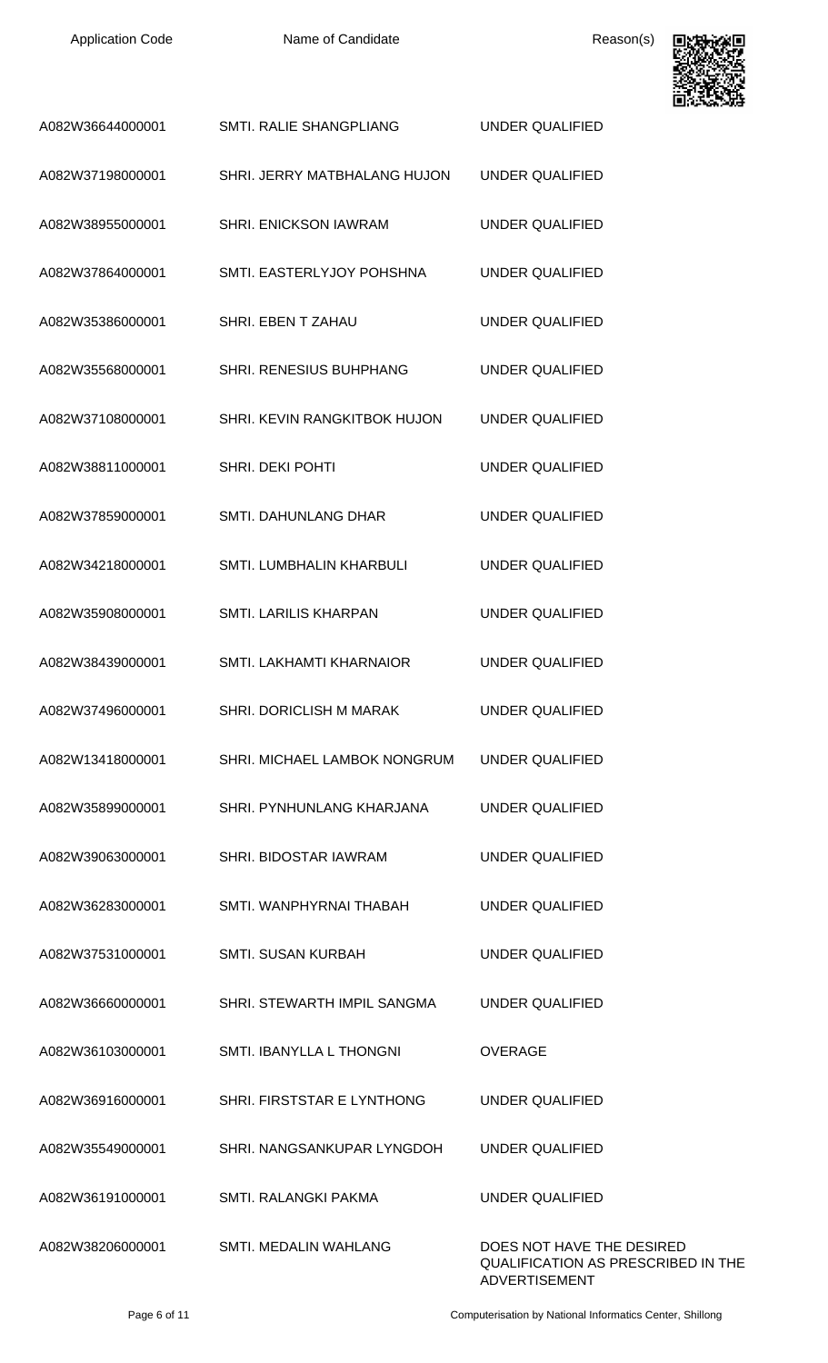| Application Code | Name of Candidate | Reason(s) |
| --- | --- | --- |
| A082W36644000001 | SMTI. RALIE SHANGPLIANG | UNDER QUALIFIED |
| A082W37198000001 | SHRI. JERRY MATBHALANG HUJON | UNDER QUALIFIED |
| A082W38955000001 | SHRI. ENICKSON IAWRAM | UNDER QUALIFIED |
| A082W37864000001 | SMTI. EASTERLYJOY POHSHNA | UNDER QUALIFIED |
| A082W35386000001 | SHRI. EBEN T ZAHAU | UNDER QUALIFIED |
| A082W35568000001 | SHRI. RENESIUS BUHPHANG | UNDER QUALIFIED |
| A082W37108000001 | SHRI. KEVIN RANGKITBOK HUJON | UNDER QUALIFIED |
| A082W38811000001 | SHRI. DEKI POHTI | UNDER QUALIFIED |
| A082W37859000001 | SMTI. DAHUNLANG DHAR | UNDER QUALIFIED |
| A082W34218000001 | SMTI. LUMBHALIN KHARBULI | UNDER QUALIFIED |
| A082W35908000001 | SMTI. LARILIS KHARPAN | UNDER QUALIFIED |
| A082W38439000001 | SMTI. LAKHAMTI KHARNAIOR | UNDER QUALIFIED |
| A082W37496000001 | SHRI. DORICLISH M MARAK | UNDER QUALIFIED |
| A082W13418000001 | SHRI. MICHAEL LAMBOK NONGRUM | UNDER QUALIFIED |
| A082W35899000001 | SHRI. PYNHUNLANG KHARJANA | UNDER QUALIFIED |
| A082W39063000001 | SHRI. BIDOSTAR IAWRAM | UNDER QUALIFIED |
| A082W36283000001 | SMTI. WANPHYRNAI THABAH | UNDER QUALIFIED |
| A082W37531000001 | SMTI. SUSAN KURBAH | UNDER QUALIFIED |
| A082W36660000001 | SHRI. STEWARTH IMPIL SANGMA | UNDER QUALIFIED |
| A082W36103000001 | SMTI. IBANYLLA L THONGNI | OVERAGE |
| A082W36916000001 | SHRI. FIRSTSTAR E LYNTHONG | UNDER QUALIFIED |
| A082W35549000001 | SHRI. NANGSANKUPAR LYNGDOH | UNDER QUALIFIED |
| A082W36191000001 | SMTI. RALANGKI PAKMA | UNDER QUALIFIED |
| A082W38206000001 | SMTI. MEDALIN WAHLANG | DOES NOT HAVE THE DESIRED QUALIFICATION AS PRESCRIBED IN THE ADVERTISEMENT |

Computerisation by National Informatics Center, Shillong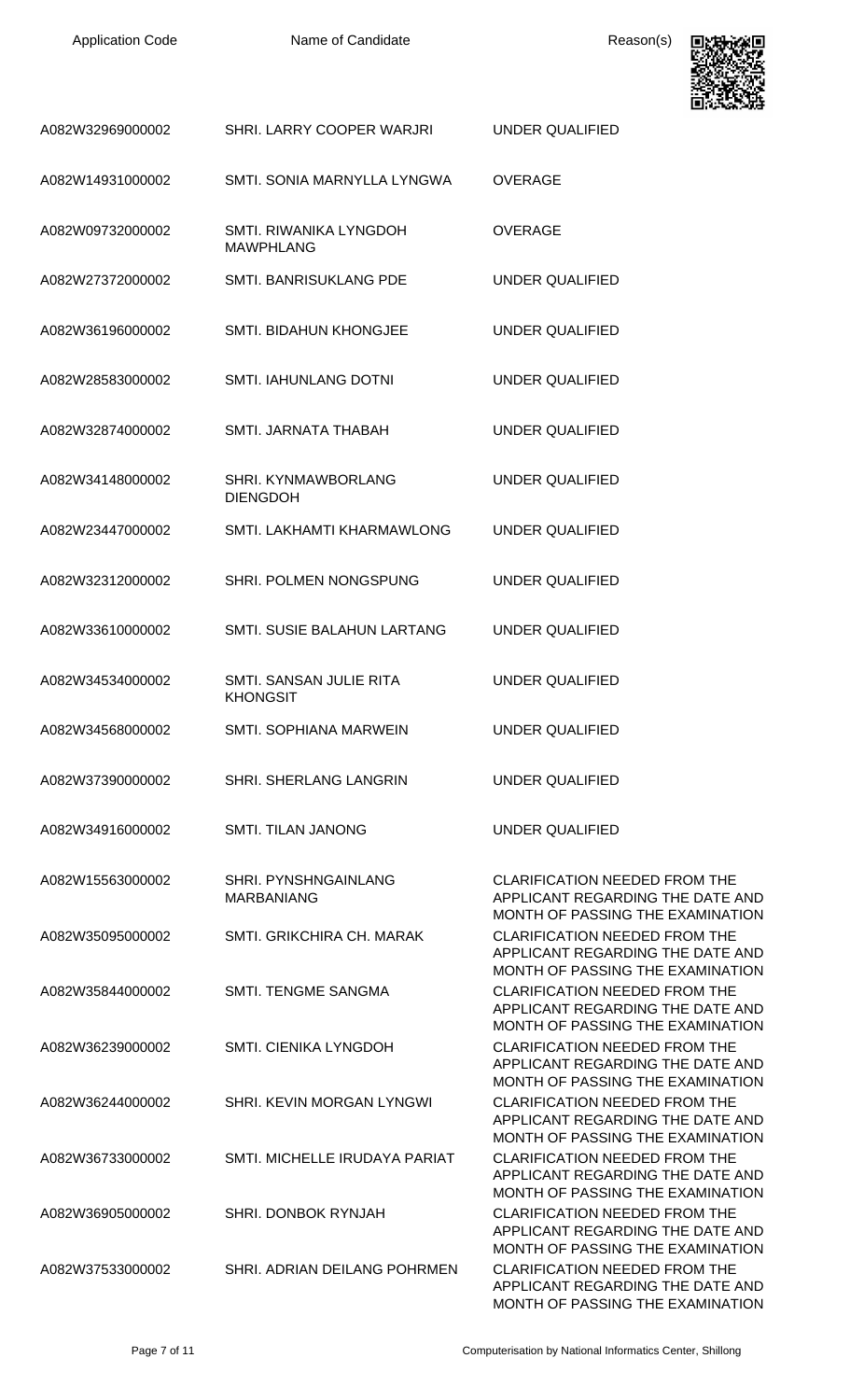| Application Code | Name of Candidate | Reason(s) |
| --- | --- | --- |
| A082W32969000002 | SHRI. LARRY COOPER WARJRI | UNDER QUALIFIED |
| A082W14931000002 | SMTI. SONIA MARNYLLA LYNGWA | OVERAGE |
| A082W09732000002 | SMTI. RIWANIKA LYNGDOH MAWPHLANG | OVERAGE |
| A082W27372000002 | SMTI. BANRISUKLANG PDE | UNDER QUALIFIED |
| A082W36196000002 | SMTI. BIDAHUN KHONGJEE | UNDER QUALIFIED |
| A082W28583000002 | SMTI. IAHUNLANG DOTNI | UNDER QUALIFIED |
| A082W32874000002 | SMTI. JARNATA THABAH | UNDER QUALIFIED |
| A082W34148000002 | SHRI. KYNMAWBORLANG DIENGDOH | UNDER QUALIFIED |
| A082W23447000002 | SMTI. LAKHAMTI KHARMAWLONG | UNDER QUALIFIED |
| A082W32312000002 | SHRI. POLMEN NONGSPUNG | UNDER QUALIFIED |
| A082W33610000002 | SMTI. SUSIE BALAHUN LARTANG | UNDER QUALIFIED |
| A082W34534000002 | SMTI. SANSAN JULIE RITA KHONGSIT | UNDER QUALIFIED |
| A082W34568000002 | SMTI. SOPHIANA MARWEIN | UNDER QUALIFIED |
| A082W37390000002 | SHRI. SHERLANG LANGRIN | UNDER QUALIFIED |
| A082W34916000002 | SMTI. TILAN JANONG | UNDER QUALIFIED |
| A082W15563000002 | SHRI. PYNSHNGAINLANG MARBANIANG | CLARIFICATION NEEDED FROM THE APPLICANT REGARDING THE DATE AND MONTH OF PASSING THE EXAMINATION |
| A082W35095000002 | SMTI. GRIKCHIRA CH. MARAK | CLARIFICATION NEEDED FROM THE APPLICANT REGARDING THE DATE AND MONTH OF PASSING THE EXAMINATION |
| A082W35844000002 | SMTI. TENGME SANGMA | CLARIFICATION NEEDED FROM THE APPLICANT REGARDING THE DATE AND MONTH OF PASSING THE EXAMINATION |
| A082W36239000002 | SMTI. CIENIKA LYNGDOH | CLARIFICATION NEEDED FROM THE APPLICANT REGARDING THE DATE AND MONTH OF PASSING THE EXAMINATION |
| A082W36244000002 | SHRI. KEVIN MORGAN LYNGWI | CLARIFICATION NEEDED FROM THE APPLICANT REGARDING THE DATE AND MONTH OF PASSING THE EXAMINATION |
| A082W36733000002 | SMTI. MICHELLE IRUDAYA PARIAT | CLARIFICATION NEEDED FROM THE APPLICANT REGARDING THE DATE AND MONTH OF PASSING THE EXAMINATION |
| A082W36905000002 | SHRI. DONBOK RYNJAH | CLARIFICATION NEEDED FROM THE APPLICANT REGARDING THE DATE AND MONTH OF PASSING THE EXAMINATION |
| A082W37533000002 | SHRI. ADRIAN DEILANG POHRMEN | CLARIFICATION NEEDED FROM THE APPLICANT REGARDING THE DATE AND MONTH OF PASSING THE EXAMINATION |

Computerisation by National Informatics Center, Shillong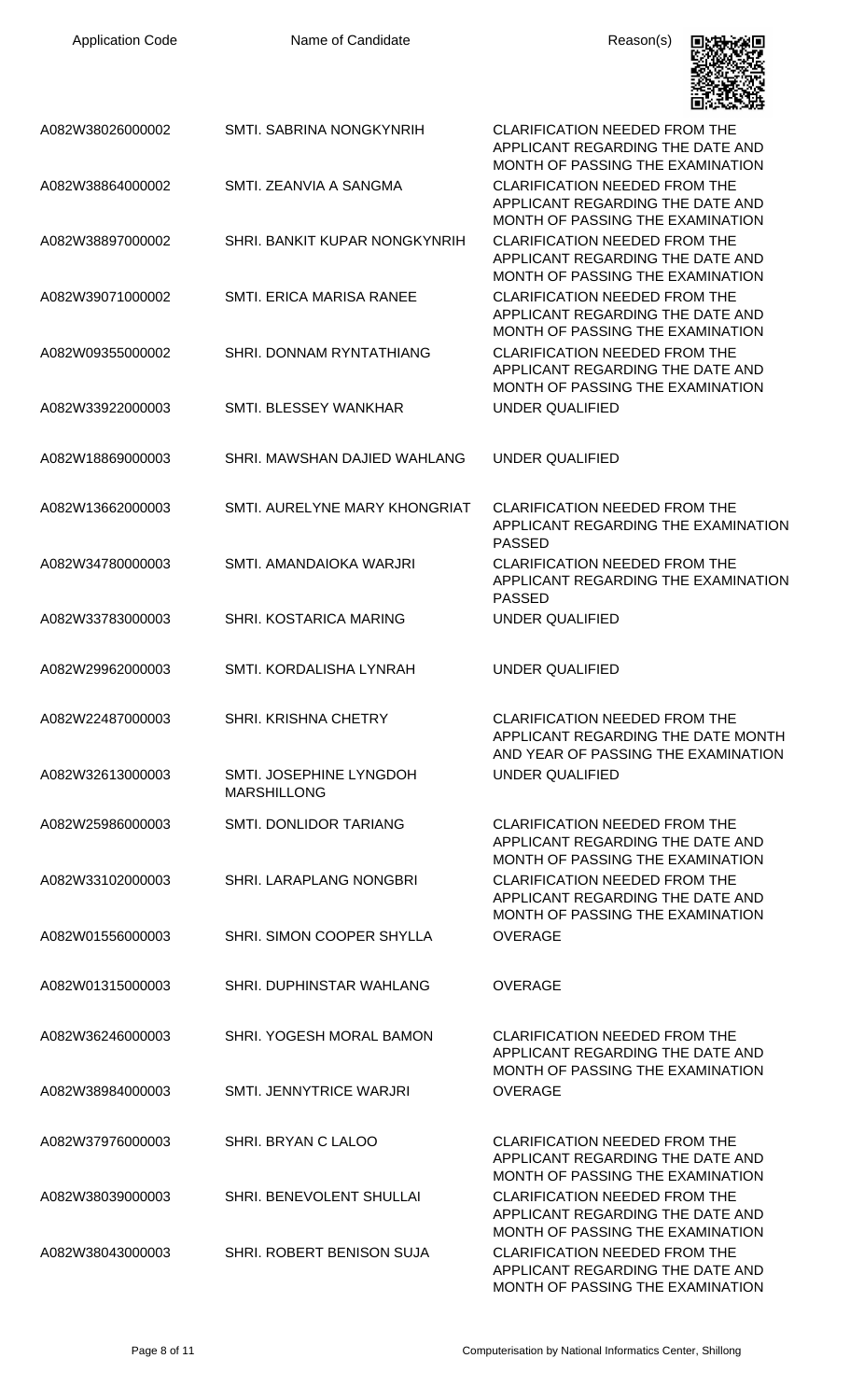| Application Code | Name of Candidate | Reason(s) |
|---|---|---|
| A082W38026000002 | SMTI. SABRINA NONGKYNRIH | CLARIFICATION NEEDED FROM THE APPLICANT REGARDING THE DATE AND MONTH OF PASSING THE EXAMINATION |
| A082W38864000002 | SMTI. ZEANVIA A SANGMA | CLARIFICATION NEEDED FROM THE APPLICANT REGARDING THE DATE AND MONTH OF PASSING THE EXAMINATION |
| A082W38897000002 | SHRI. BANKIT KUPAR NONGKYNRIH | CLARIFICATION NEEDED FROM THE APPLICANT REGARDING THE DATE AND MONTH OF PASSING THE EXAMINATION |
| A082W39071000002 | SMTI. ERICA MARISA RANEE | CLARIFICATION NEEDED FROM THE APPLICANT REGARDING THE DATE AND MONTH OF PASSING THE EXAMINATION |
| A082W09355000002 | SHRI. DONNAM RYNTATHIANG | CLARIFICATION NEEDED FROM THE APPLICANT REGARDING THE DATE AND MONTH OF PASSING THE EXAMINATION |
| A082W33922000003 | SMTI. BLESSEY WANKHAR | UNDER QUALIFIED |
| A082W18869000003 | SHRI. MAWSHAN DAJIED WAHLANG | UNDER QUALIFIED |
| A082W13662000003 | SMTI. AURELYNE MARY KHONGRIAT | CLARIFICATION NEEDED FROM THE APPLICANT REGARDING THE EXAMINATION PASSED |
| A082W34780000003 | SMTI. AMANDAIOKA WARJRI | CLARIFICATION NEEDED FROM THE APPLICANT REGARDING THE EXAMINATION PASSED |
| A082W33783000003 | SHRI. KOSTARICA MARING | UNDER QUALIFIED |
| A082W29962000003 | SMTI. KORDALISHA LYNRAH | UNDER QUALIFIED |
| A082W22487000003 | SHRI. KRISHNA CHETRY | CLARIFICATION NEEDED FROM THE APPLICANT REGARDING THE DATE MONTH AND YEAR OF PASSING THE EXAMINATION |
| A082W32613000003 | SMTI. JOSEPHINE LYNGDOH MARSHILLONG | UNDER QUALIFIED |
| A082W25986000003 | SMTI. DONLIDOR TARIANG | CLARIFICATION NEEDED FROM THE APPLICANT REGARDING THE DATE AND MONTH OF PASSING THE EXAMINATION |
| A082W33102000003 | SHRI. LARAPLANG NONGBRI | CLARIFICATION NEEDED FROM THE APPLICANT REGARDING THE DATE AND MONTH OF PASSING THE EXAMINATION |
| A082W01556000003 | SHRI. SIMON COOPER SHYLLA | OVERAGE |
| A082W01315000003 | SHRI. DUPHINSTAR WAHLANG | OVERAGE |
| A082W36246000003 | SHRI. YOGESH MORAL BAMON | CLARIFICATION NEEDED FROM THE APPLICANT REGARDING THE DATE AND MONTH OF PASSING THE EXAMINATION |
| A082W38984000003 | SMTI. JENNYTRICE WARJRI | OVERAGE |
| A082W37976000003 | SHRI. BRYAN C LALOO | CLARIFICATION NEEDED FROM THE APPLICANT REGARDING THE DATE AND MONTH OF PASSING THE EXAMINATION |
| A082W38039000003 | SHRI. BENEVOLENT SHULLAI | CLARIFICATION NEEDED FROM THE APPLICANT REGARDING THE DATE AND MONTH OF PASSING THE EXAMINATION |
| A082W38043000003 | SHRI. ROBERT BENISON SUJA | CLARIFICATION NEEDED FROM THE APPLICANT REGARDING THE DATE AND MONTH OF PASSING THE EXAMINATION |

Computerisation by National Informatics Center, Shillong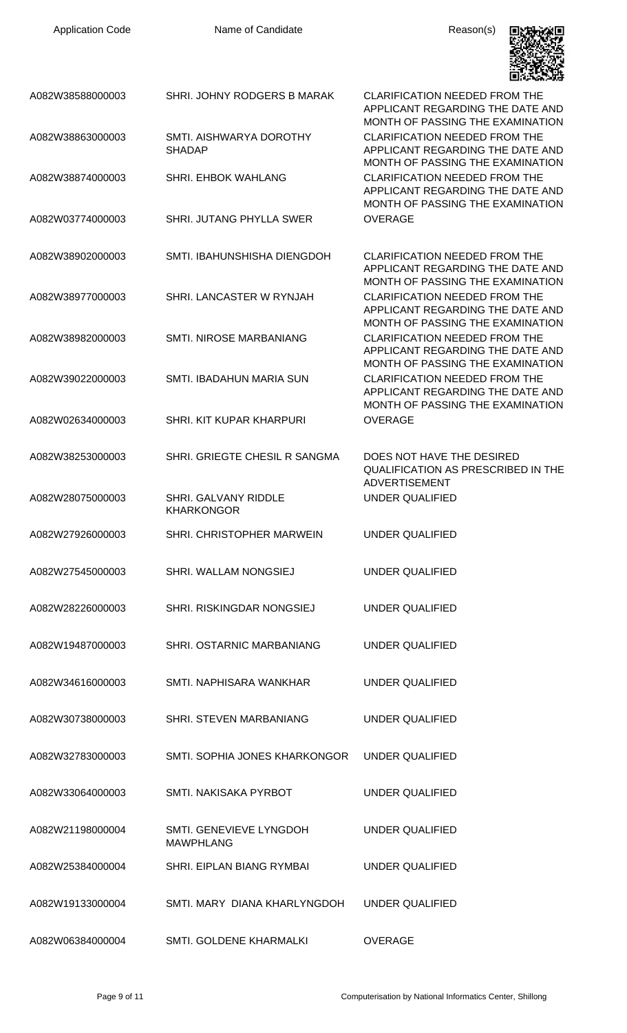| Application Code | Name of Candidate | Reason(s) |
|---|---|---|
| A082W38588000003 | SHRI. JOHNY RODGERS B MARAK | CLARIFICATION NEEDED FROM THE APPLICANT REGARDING THE DATE AND MONTH OF PASSING THE EXAMINATION |
| A082W38863000003 | SMTI. AISHWARYA DOROTHY SHADAP | CLARIFICATION NEEDED FROM THE APPLICANT REGARDING THE DATE AND MONTH OF PASSING THE EXAMINATION |
| A082W38874000003 | SHRI. EHBOK WAHLANG | CLARIFICATION NEEDED FROM THE APPLICANT REGARDING THE DATE AND MONTH OF PASSING THE EXAMINATION |
| A082W03774000003 | SHRI. JUTANG PHYLLA SWER | OVERAGE |
| A082W38902000003 | SMTI. IBAHUNSHISHA DIENGDOH | CLARIFICATION NEEDED FROM THE APPLICANT REGARDING THE DATE AND MONTH OF PASSING THE EXAMINATION |
| A082W38977000003 | SHRI. LANCASTER W RYNJAH | CLARIFICATION NEEDED FROM THE APPLICANT REGARDING THE DATE AND MONTH OF PASSING THE EXAMINATION |
| A082W38982000003 | SMTI. NIROSE MARBANIANG | CLARIFICATION NEEDED FROM THE APPLICANT REGARDING THE DATE AND MONTH OF PASSING THE EXAMINATION |
| A082W39022000003 | SMTI. IBADAHUN MARIA SUN | CLARIFICATION NEEDED FROM THE APPLICANT REGARDING THE DATE AND MONTH OF PASSING THE EXAMINATION |
| A082W02634000003 | SHRI. KIT KUPAR KHARPURI | OVERAGE |
| A082W38253000003 | SHRI. GRIEGTE CHESIL R SANGMA | DOES NOT HAVE THE DESIRED QUALIFICATION AS PRESCRIBED IN THE ADVERTISEMENT |
| A082W28075000003 | SHRI. GALVANY RIDDLE KHARKONGOR | UNDER QUALIFIED |
| A082W27926000003 | SHRI. CHRISTOPHER MARWEIN | UNDER QUALIFIED |
| A082W27545000003 | SHRI. WALLAM NONGSIEJ | UNDER QUALIFIED |
| A082W28226000003 | SHRI. RISKINGDAR NONGSIEJ | UNDER QUALIFIED |
| A082W19487000003 | SHRI. OSTARNIC MARBANIANG | UNDER QUALIFIED |
| A082W34616000003 | SMTI. NAPHISARA WANKHAR | UNDER QUALIFIED |
| A082W30738000003 | SHRI. STEVEN MARBANIANG | UNDER QUALIFIED |
| A082W32783000003 | SMTI. SOPHIA JONES KHARKONGOR | UNDER QUALIFIED |
| A082W33064000003 | SMTI. NAKISAKA PYRBOT | UNDER QUALIFIED |
| A082W21198000004 | SMTI. GENEVIEVE LYNGDOH MAWPHLANG | UNDER QUALIFIED |
| A082W25384000004 | SHRI. EIPLAN BIANG RYMBAI | UNDER QUALIFIED |
| A082W19133000004 | SMTI. MARY DIANA KHARLYNGDOH | UNDER QUALIFIED |
| A082W06384000004 | SMTI. GOLDENE KHARMALKI | OVERAGE |

Computerisation by National Informatics Center, Shillong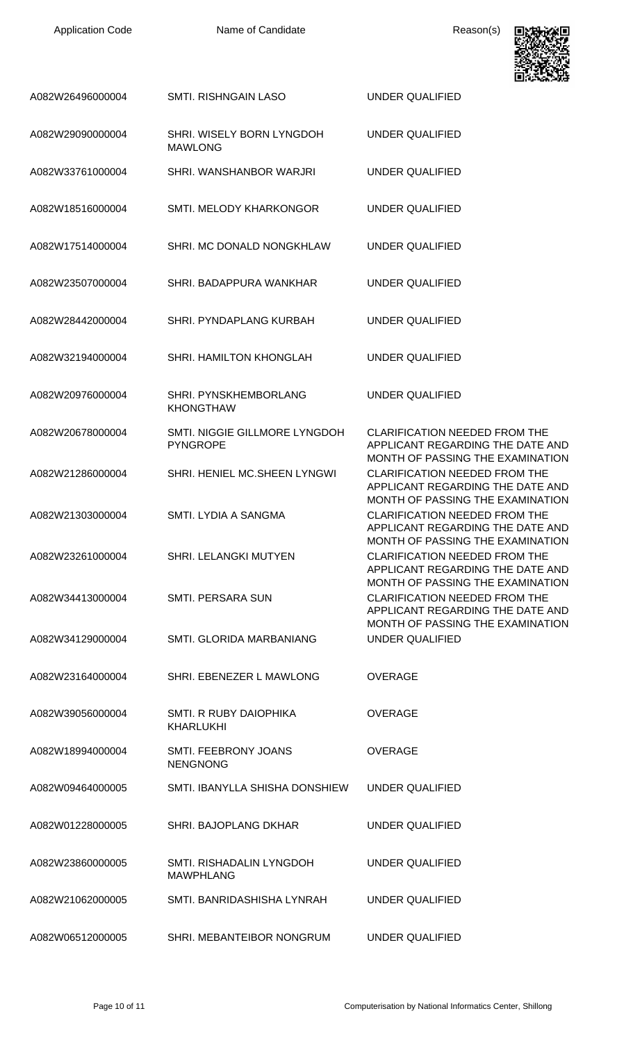| Application Code | Name of Candidate | Reason(s) |
|---|---|---|
| A082W26496000004 | SMTI. RISHNGAIN LASO | UNDER QUALIFIED |
| A082W29090000004 | SHRI. WISELY BORN LYNGDOH MAWLONG | UNDER QUALIFIED |
| A082W33761000004 | SHRI. WANSHANBOR WARJRI | UNDER QUALIFIED |
| A082W18516000004 | SMTI. MELODY KHARKONGOR | UNDER QUALIFIED |
| A082W17514000004 | SHRI. MC DONALD NONGKHLAW | UNDER QUALIFIED |
| A082W23507000004 | SHRI. BADAPPURA WANKHAR | UNDER QUALIFIED |
| A082W28442000004 | SHRI. PYNDAPLANG KURBAH | UNDER QUALIFIED |
| A082W32194000004 | SHRI. HAMILTON KHONGLAH | UNDER QUALIFIED |
| A082W20976000004 | SHRI. PYNSKHEMBORLANG KHONGTHAW | UNDER QUALIFIED |
| A082W20678000004 | SMTI. NIGGIE GILLMORE LYNGDOH PYNGROPE | CLARIFICATION NEEDED FROM THE APPLICANT REGARDING THE DATE AND MONTH OF PASSING THE EXAMINATION |
| A082W21286000004 | SHRI. HENIEL MC.SHEEN LYNGWI | CLARIFICATION NEEDED FROM THE APPLICANT REGARDING THE DATE AND MONTH OF PASSING THE EXAMINATION |
| A082W21303000004 | SMTI. LYDIA A SANGMA | CLARIFICATION NEEDED FROM THE APPLICANT REGARDING THE DATE AND MONTH OF PASSING THE EXAMINATION |
| A082W23261000004 | SHRI. LELANGKI MUTYEN | CLARIFICATION NEEDED FROM THE APPLICANT REGARDING THE DATE AND MONTH OF PASSING THE EXAMINATION |
| A082W34413000004 | SMTI. PERSARA SUN | CLARIFICATION NEEDED FROM THE APPLICANT REGARDING THE DATE AND MONTH OF PASSING THE EXAMINATION |
| A082W34129000004 | SMTI. GLORIDA MARBANIANG | UNDER QUALIFIED |
| A082W23164000004 | SHRI. EBENEZER L MAWLONG | OVERAGE |
| A082W39056000004 | SMTI. R RUBY DAIOPHIKA KHARLUKHI | OVERAGE |
| A082W18994000004 | SMTI. FEEBRONY JOANS NENGNONG | OVERAGE |
| A082W09464000005 | SMTI. IBANYLLA SHISHA DONSHIEW | UNDER QUALIFIED |
| A082W01228000005 | SHRI. BAJOPLANG DKHAR | UNDER QUALIFIED |
| A082W23860000005 | SMTI. RISHADALIN LYNGDOH MAWPHLANG | UNDER QUALIFIED |
| A082W21062000005 | SMTI. BANRIDASHISHA LYNRAH | UNDER QUALIFIED |
| A082W06512000005 | SHRI. MEBANTEIBOR NONGRUM | UNDER QUALIFIED |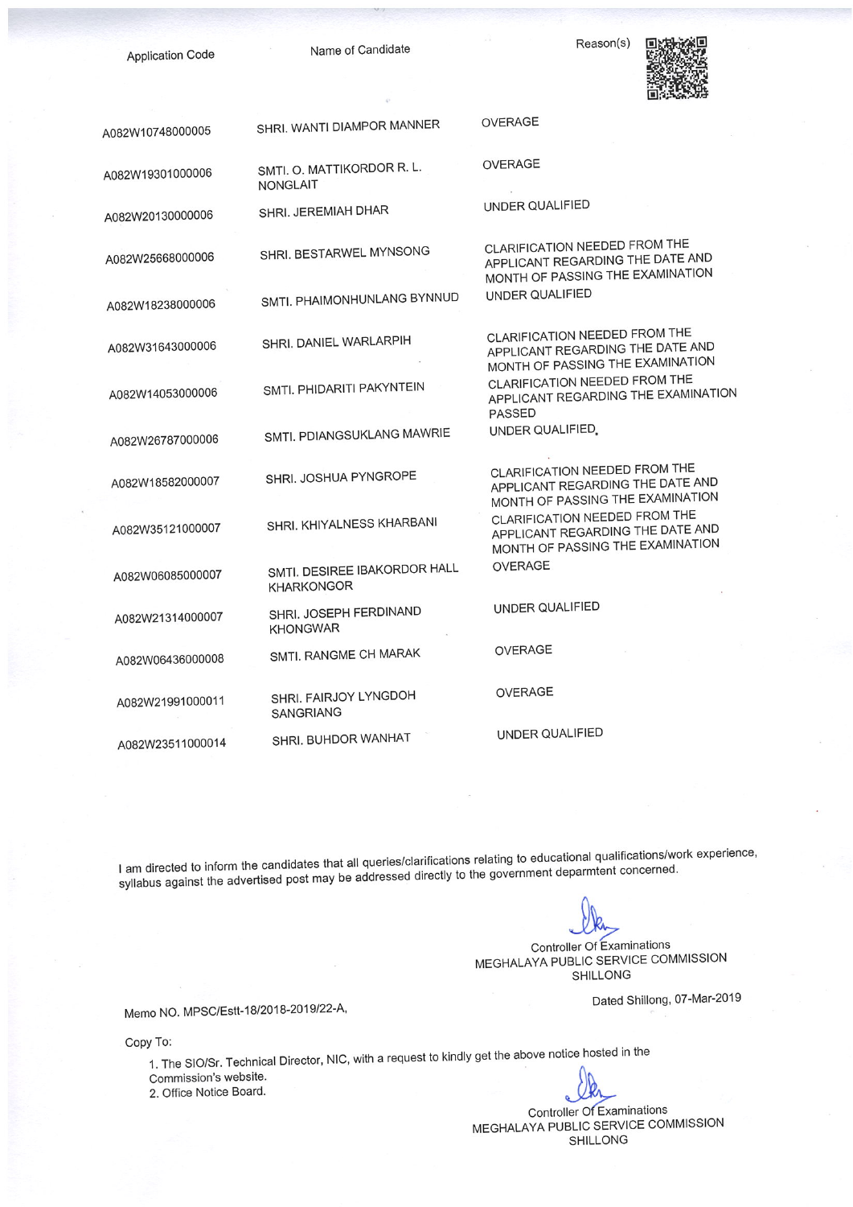| Application Code | Name of Candidate | Reason(s) |
|---|---|---|
| A082W10748000005 | SHRI. WANTI DIAMPOR MANNER | OVERAGE |
| A082W19301000006 | SMTI. O. MATTIKORDOR R. L. NONGLAIT | OVERAGE |
| A082W20130000006 | SHRI. JEREMIAH DHAR | UNDER QUALIFIED |
| A082W25668000006 | SHRI. BESTARWEL MYNSONG | CLARIFICATION NEEDED FROM THE APPLICANT REGARDING THE DATE AND MONTH OF PASSING THE EXAMINATION |
| A082W18238000006 | SMTI. PHAIMONHUNLANG BYNNUD | UNDER QUALIFIED |
| A082W31643000006 | SHRI. DANIEL WARLARPIH | CLARIFICATION NEEDED FROM THE APPLICANT REGARDING THE DATE AND MONTH OF PASSING THE EXAMINATION |
| A082W14053000006 | SMTI. PHIDARITI PAKYNTEIN | CLARIFICATION NEEDED FROM THE APPLICANT REGARDING THE EXAMINATION PASSED |
| A082W26787000006 | SMTI. PDIANGSUKLANG MAWRIE | UNDER QUALIFIED. |
| A082W18582000007 | SHRI. JOSHUA PYNGROPE | CLARIFICATION NEEDED FROM THE APPLICANT REGARDING THE DATE AND MONTH OF PASSING THE EXAMINATION |
| A082W35121000007 | SHRI. KHIYALNESS KHARBANI | CLARIFICATION NEEDED FROM THE APPLICANT REGARDING THE DATE AND MONTH OF PASSING THE EXAMINATION |
| A082W06085000007 | SMTI. DESIREE IBAKORDOR HALL KHARKONGOR | OVERAGE |
| A082W21314000007 | SHRI. JOSEPH FERDINAND KHONGWAR | UNDER QUALIFIED |
| A082W06436000008 | SMTI. RANGME CH MARAK | OVERAGE |
| A082W21991000011 | SHRI. FAIRJOY LYNGDOH SANGRIANG | OVERAGE |
| A082W23511000014 | SHRI. BUHDOR WANHAT | UNDER QUALIFIED |

I am directed to inform the candidates that all queries/clarifications relating to educational qualifications/work experience, syllabus against the advertised post may be addressed directly to the government deparmtent concerned.

Controller Of Examinations
MEGHALAYA PUBLIC SERVICE COMMISSION
SHILLONG

Memo NO. MPSC/Estt-18/2018-2019/22-A,

Dated Shillong, 07-Mar-2019

Copy To:

1. The SIO/Sr. Technical Director, NIC, with a request to kindly get the above notice hosted in the Commission's website.
2. Office Notice Board.

Controller Of Examinations
MEGHALAYA PUBLIC SERVICE COMMISSION
SHILLONG